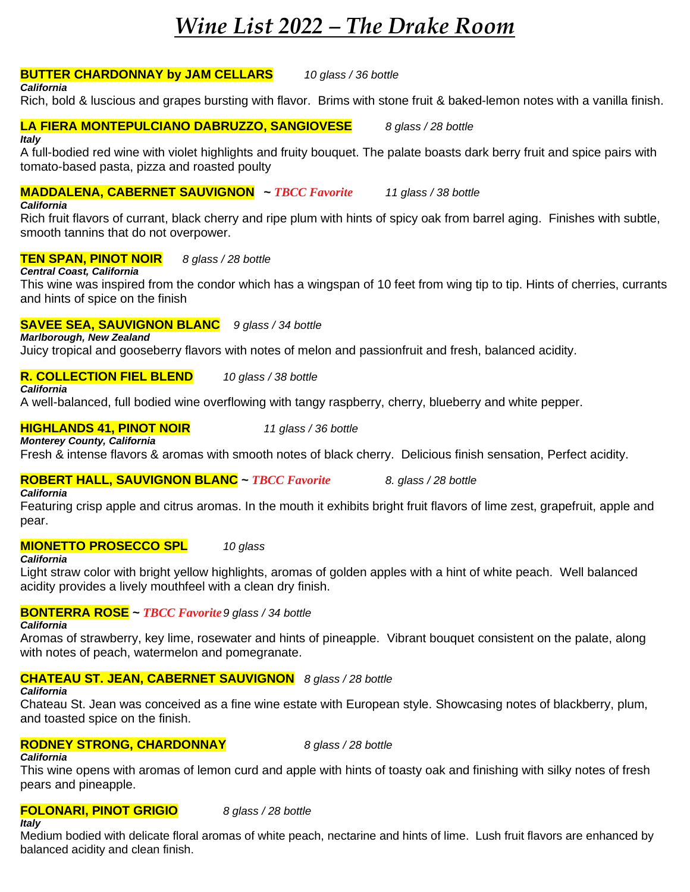# *Wine List 2022 – The Drake Room*

**BUTTER CHARDONNAY by JAM CELLARS** *10 glass / 36 bottle*
***California***
Rich, bold & luscious and grapes bursting with flavor. Brims with stone fruit & baked-lemon notes with a vanilla finish.

**LA FIERA MONTEPULCIANO DABRUZZO, SANGIOVESE** *8 glass / 28 bottle*
***Italy***
A full-bodied red wine with violet highlights and fruity bouquet. The palate boasts dark berry fruit and spice pairs with tomato-based pasta, pizza and roasted poulty

**MADDALENA, CABERNET SAUVIGNON** ~ ***TBCC Favorite*** *11 glass / 38 bottle*
***California***
Rich fruit flavors of currant, black cherry and ripe plum with hints of spicy oak from barrel aging. Finishes with subtle, smooth tannins that do not overpower.

**TEN SPAN, PINOT NOIR** *8 glass / 28 bottle*
***Central Coast, California***
This wine was inspired from the condor which has a wingspan of 10 feet from wing tip to tip. Hints of cherries, currants and hints of spice on the finish

**SAVEE SEA, SAUVIGNON BLANC** *9 glass / 34 bottle*
***Marlborough, New Zealand***
Juicy tropical and gooseberry flavors with notes of melon and passionfruit and fresh, balanced acidity.

**R. COLLECTION FIEL BLEND** *10 glass / 38 bottle*
***California***
A well-balanced, full bodied wine overflowing with tangy raspberry, cherry, blueberry and white pepper.

**HIGHLANDS 41, PINOT NOIR** *11 glass / 36 bottle*
***Monterey County, California***
Fresh & intense flavors & aromas with smooth notes of black cherry. Delicious finish sensation, Perfect acidity.

**ROBERT HALL, SAUVIGNON BLANC** ~ ***TBCC Favorite*** *8. glass / 28 bottle*
***California***
Featuring crisp apple and citrus aromas. In the mouth it exhibits bright fruit flavors of lime zest, grapefruit, apple and pear.

**MIONETTO PROSECCO SPL** *10 glass*
***California***
Light straw color with bright yellow highlights, aromas of golden apples with a hint of white peach. Well balanced acidity provides a lively mouthfeel with a clean dry finish.

**BONTERRA ROSE** ~ ***TBCC Favorite*** *9 glass / 34 bottle*
***California***
Aromas of strawberry, key lime, rosewater and hints of pineapple. Vibrant bouquet consistent on the palate, along with notes of peach, watermelon and pomegranate.

**CHATEAU ST. JEAN, CABERNET SAUVIGNON** *8 glass / 28 bottle*
***California***
Chateau St. Jean was conceived as a fine wine estate with European style. Showcasing notes of blackberry, plum, and toasted spice on the finish.

**RODNEY STRONG, CHARDONNAY** *8 glass / 28 bottle*
***California***
This wine opens with aromas of lemon curd and apple with hints of toasty oak and finishing with silky notes of fresh pears and pineapple.

**FOLONARI, PINOT GRIGIO** *8 glass / 28 bottle*
***Italy***
Medium bodied with delicate floral aromas of white peach, nectarine and hints of lime. Lush fruit flavors are enhanced by balanced acidity and clean finish.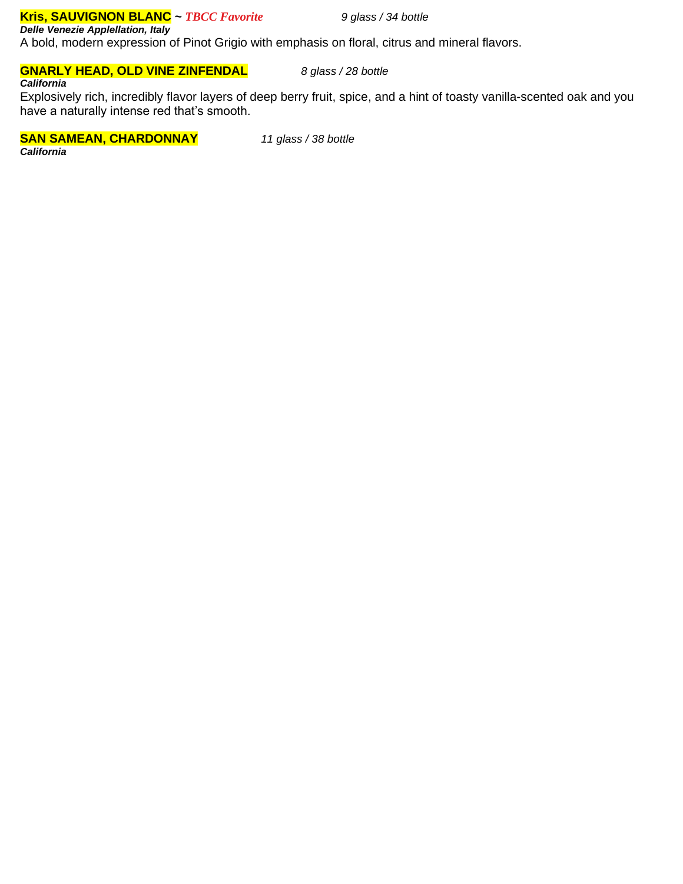**Kris, SAUVIGNON BLANC** ~ ***TBCC Favorite*** *9 glass / 34 bottle*
***Delle Venezie Applellation, Italy***
A bold, modern expression of Pinot Grigio with emphasis on floral, citrus and mineral flavors.

**GNARLY HEAD, OLD VINE ZINFENDAL** *8 glass / 28 bottle*
***California***
Explosively rich, incredibly flavor layers of deep berry fruit, spice, and a hint of toasty vanilla-scented oak and you have a naturally intense red that's smooth.

**SAN SAMEAN, CHARDONNAY** *11 glass / 38 bottle*
***California***